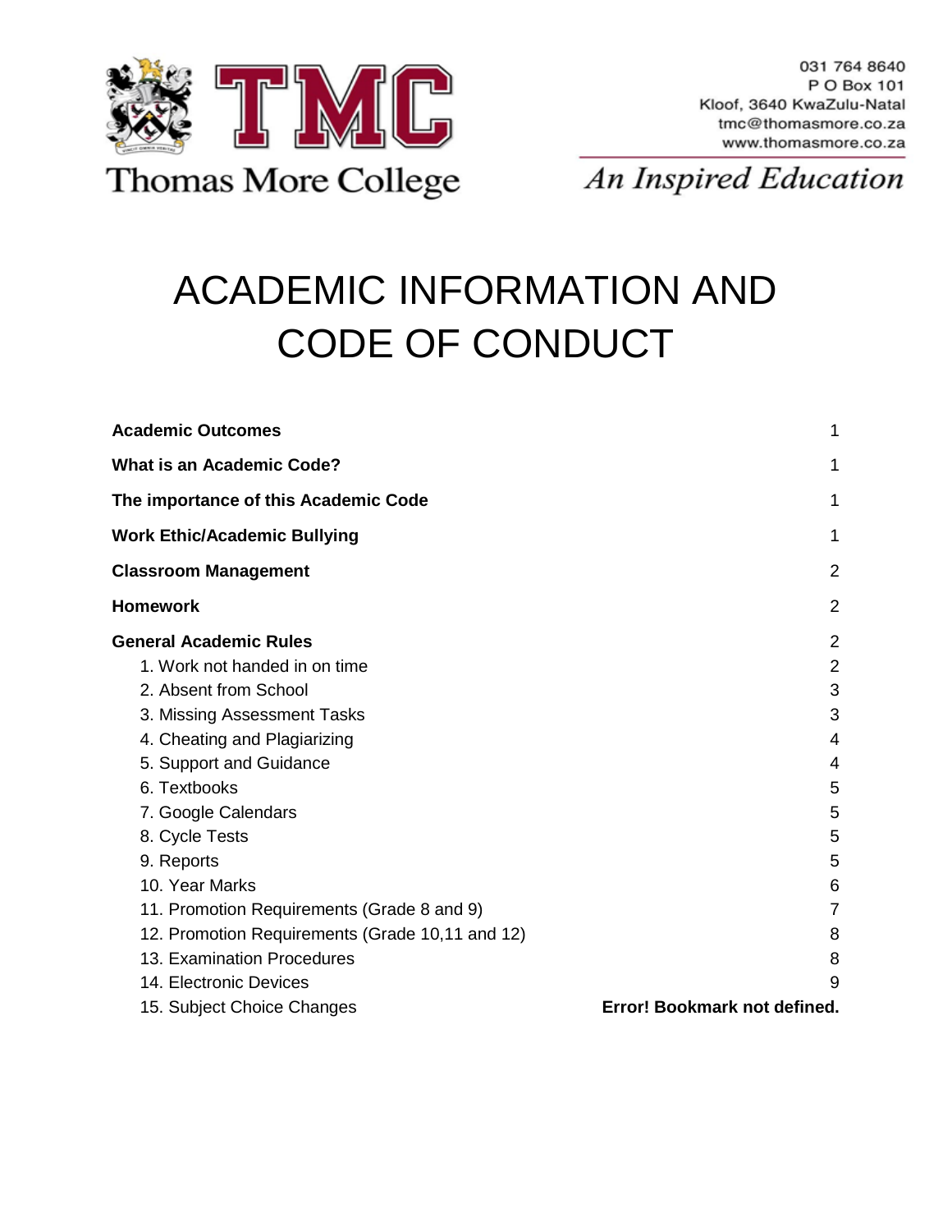**TMC**

Thomas More College

031 764 8640
P O Box 101
Kloof, 3640 KwaZulu-Natal
tmc@thomasmore.co.za
www.thomasmore.co.za

*An Inspired Education*

# ACADEMIC INFORMATION AND CODE OF CONDUCT

**Academic Outcomes** 1

**What is an Academic Code?** 1

**The importance of this Academic Code** 1

**Work Ethic/Academic Bullying** 1

**Classroom Management** 2

**Homework** 2

**General Academic Rules** 2

1. Work not handed in on time 2
2. Absent from School 3
3. Missing Assessment Tasks 3
4. Cheating and Plagiarizing 4
5. Support and Guidance 4
6. Textbooks 5
7. Google Calendars 5
8. Cycle Tests 5
9. Reports 5
10. Year Marks 6
11. Promotion Requirements (Grade 8 and 9) 7
12. Promotion Requirements (Grade 10,11 and 12) 8
13. Examination Procedures 8
14. Electronic Devices 9
15. Subject Choice Changes **Error! Bookmark not defined.**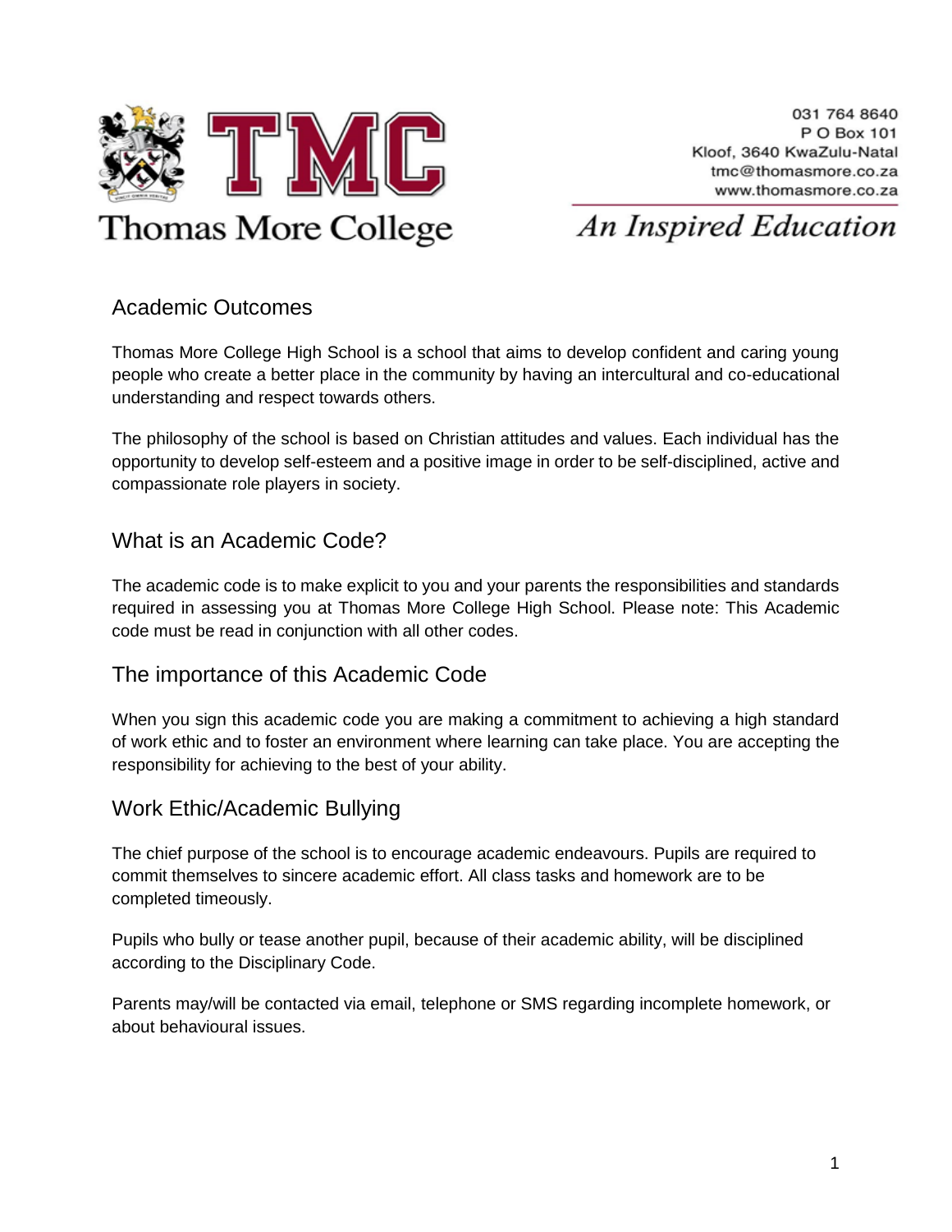Thomas More College

031 764 8640
P O Box 101
Kloof, 3640 KwaZulu-Natal
tmc@thomasmore.co.za
www.thomasmore.co.za

*An Inspired Education*

## Academic Outcomes

Thomas More College High School is a school that aims to develop confident and caring young people who create a better place in the community by having an intercultural and co-educational understanding and respect towards others.

The philosophy of the school is based on Christian attitudes and values. Each individual has the opportunity to develop self-esteem and a positive image in order to be self-disciplined, active and compassionate role players in society.

## What is an Academic Code?

The academic code is to make explicit to you and your parents the responsibilities and standards required in assessing you at Thomas More College High School. Please note: This Academic code must be read in conjunction with all other codes.

## The importance of this Academic Code

When you sign this academic code you are making a commitment to achieving a high standard of work ethic and to foster an environment where learning can take place. You are accepting the responsibility for achieving to the best of your ability.

## Work Ethic/Academic Bullying

The chief purpose of the school is to encourage academic endeavours. Pupils are required to commit themselves to sincere academic effort. All class tasks and homework are to be completed timeously.

Pupils who bully or tease another pupil, because of their academic ability, will be disciplined according to the Disciplinary Code.

Parents may/will be contacted via email, telephone or SMS regarding incomplete homework, or about behavioural issues.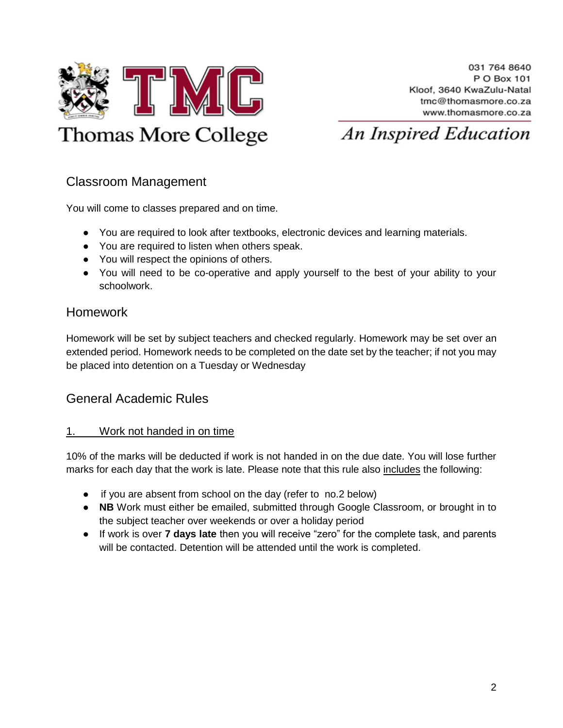## Classroom Management

You will come to classes prepared and on time.

- You are required to look after textbooks, electronic devices and learning materials.
- You are required to listen when others speak.
- You will respect the opinions of others.
- You will need to be co-operative and apply yourself to the best of your ability to your schoolwork.

## Homework

Homework will be set by subject teachers and checked regularly. Homework may be set over an extended period. Homework needs to be completed on the date set by the teacher; if not you may be placed into detention on a Tuesday or Wednesday

## General Academic Rules

### 1. Work not handed in on time

10% of the marks will be deducted if work is not handed in on the due date. You will lose further marks for each day that the work is late. Please note that this rule also includes the following:

- if you are absent from school on the day (refer to no.2 below)
- **NB** Work must either be emailed, submitted through Google Classroom, or brought in to the subject teacher over weekends or over a holiday period
- If work is over **7 days late** then you will receive "zero" for the complete task, and parents will be contacted. Detention will be attended until the work is completed.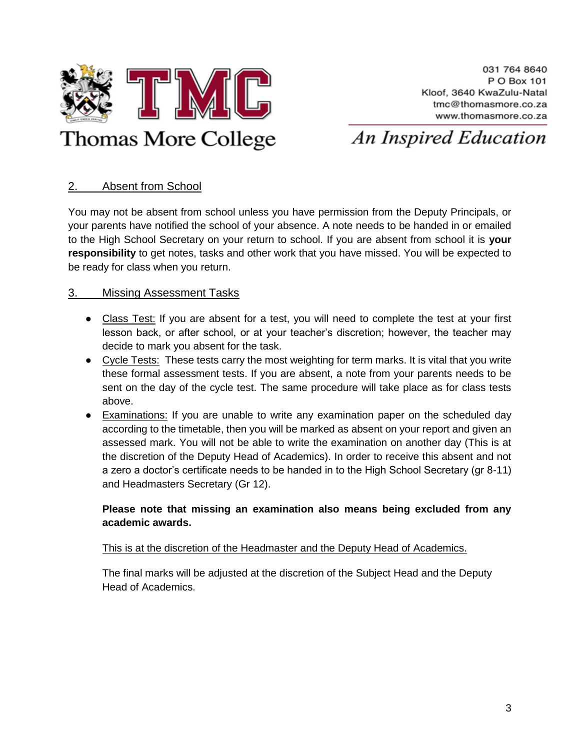## 2. Absent from School

You may not be absent from school unless you have permission from the Deputy Principals, or your parents have notified the school of your absence. A note needs to be handed in or emailed to the High School Secretary on your return to school. If you are absent from school it is **your responsibility** to get notes, tasks and other work that you have missed. You will be expected to be ready for class when you return.

## 3. Missing Assessment Tasks

- Class Test: If you are absent for a test, you will need to complete the test at your first lesson back, or after school, or at your teacher's discretion; however, the teacher may decide to mark you absent for the task.
- Cycle Tests: These tests carry the most weighting for term marks. It is vital that you write these formal assessment tests. If you are absent, a note from your parents needs to be sent on the day of the cycle test. The same procedure will take place as for class tests above.
- Examinations: If you are unable to write any examination paper on the scheduled day according to the timetable, then you will be marked as absent on your report and given an assessed mark. You will not be able to write the examination on another day (This is at the discretion of the Deputy Head of Academics). In order to receive this absent and not a zero a doctor's certificate needs to be handed in to the High School Secretary (gr 8-11) and Headmasters Secretary (Gr 12).

  **Please note that missing an examination also means being excluded from any academic awards.**

  This is at the discretion of the Headmaster and the Deputy Head of Academics.

  The final marks will be adjusted at the discretion of the Subject Head and the Deputy Head of Academics.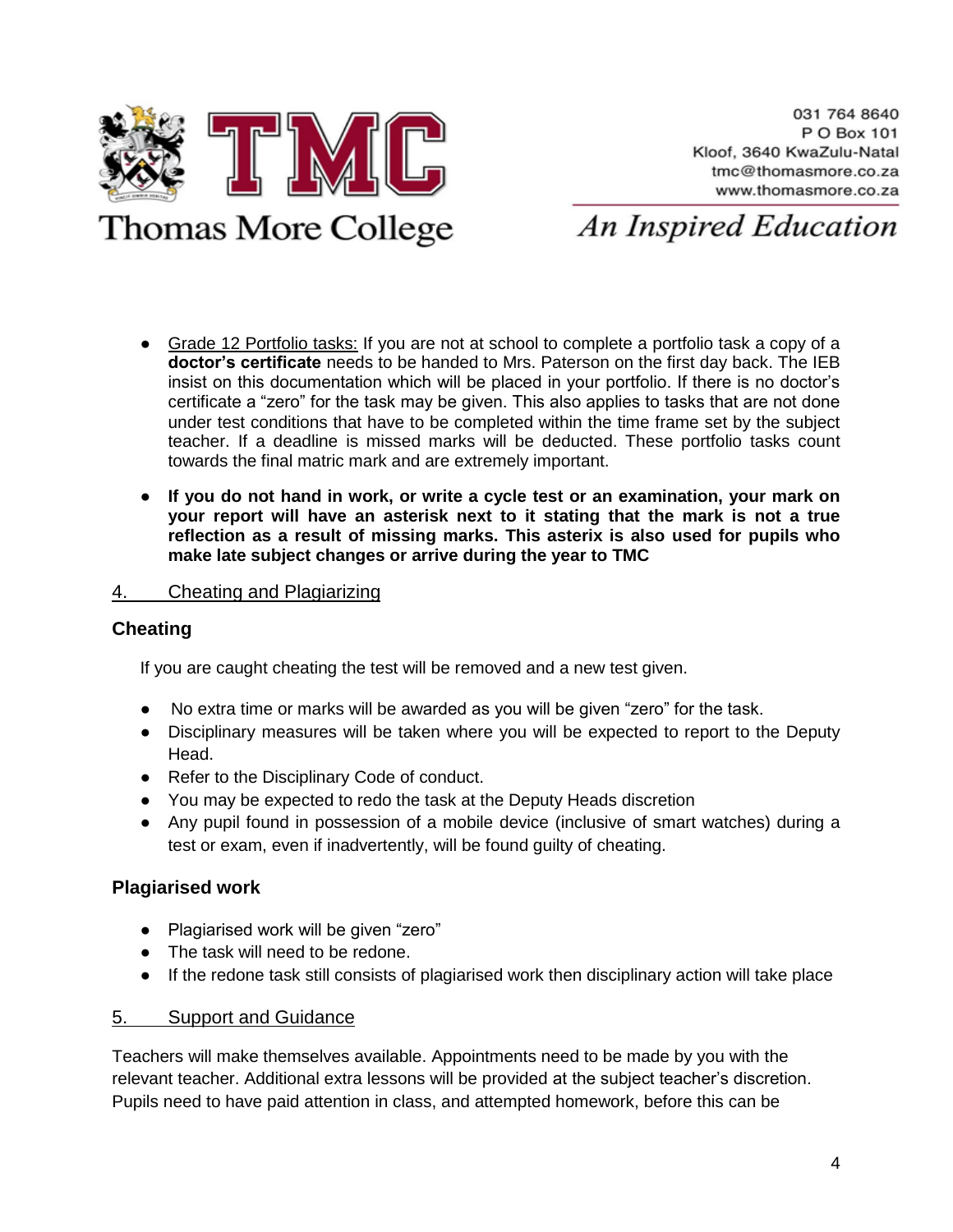- Grade 12 Portfolio tasks: If you are not at school to complete a portfolio task a copy of a **doctor's certificate** needs to be handed to Mrs. Paterson on the first day back. The IEB insist on this documentation which will be placed in your portfolio. If there is no doctor's certificate a "zero" for the task may be given. This also applies to tasks that are not done under test conditions that have to be completed within the time frame set by the subject teacher. If a deadline is missed marks will be deducted. These portfolio tasks count towards the final matric mark and are extremely important.
- **If you do not hand in work, or write a cycle test or an examination, your mark on your report will have an asterisk next to it stating that the mark is not a true reflection as a result of missing marks. This asterix is also used for pupils who make late subject changes or arrive during the year to TMC**

## 4. Cheating and Plagiarizing

### Cheating

If you are caught cheating the test will be removed and a new test given.

- No extra time or marks will be awarded as you will be given "zero" for the task.
- Disciplinary measures will be taken where you will be expected to report to the Deputy Head.
- Refer to the Disciplinary Code of conduct.
- You may be expected to redo the task at the Deputy Heads discretion
- Any pupil found in possession of a mobile device (inclusive of smart watches) during a test or exam, even if inadvertently, will be found guilty of cheating.

### Plagiarised work

- Plagiarised work will be given "zero"
- The task will need to be redone.
- If the redone task still consists of plagiarised work then disciplinary action will take place

## 5. Support and Guidance

Teachers will make themselves available. Appointments need to be made by you with the relevant teacher. Additional extra lessons will be provided at the subject teacher's discretion. Pupils need to have paid attention in class, and attempted homework, before this can be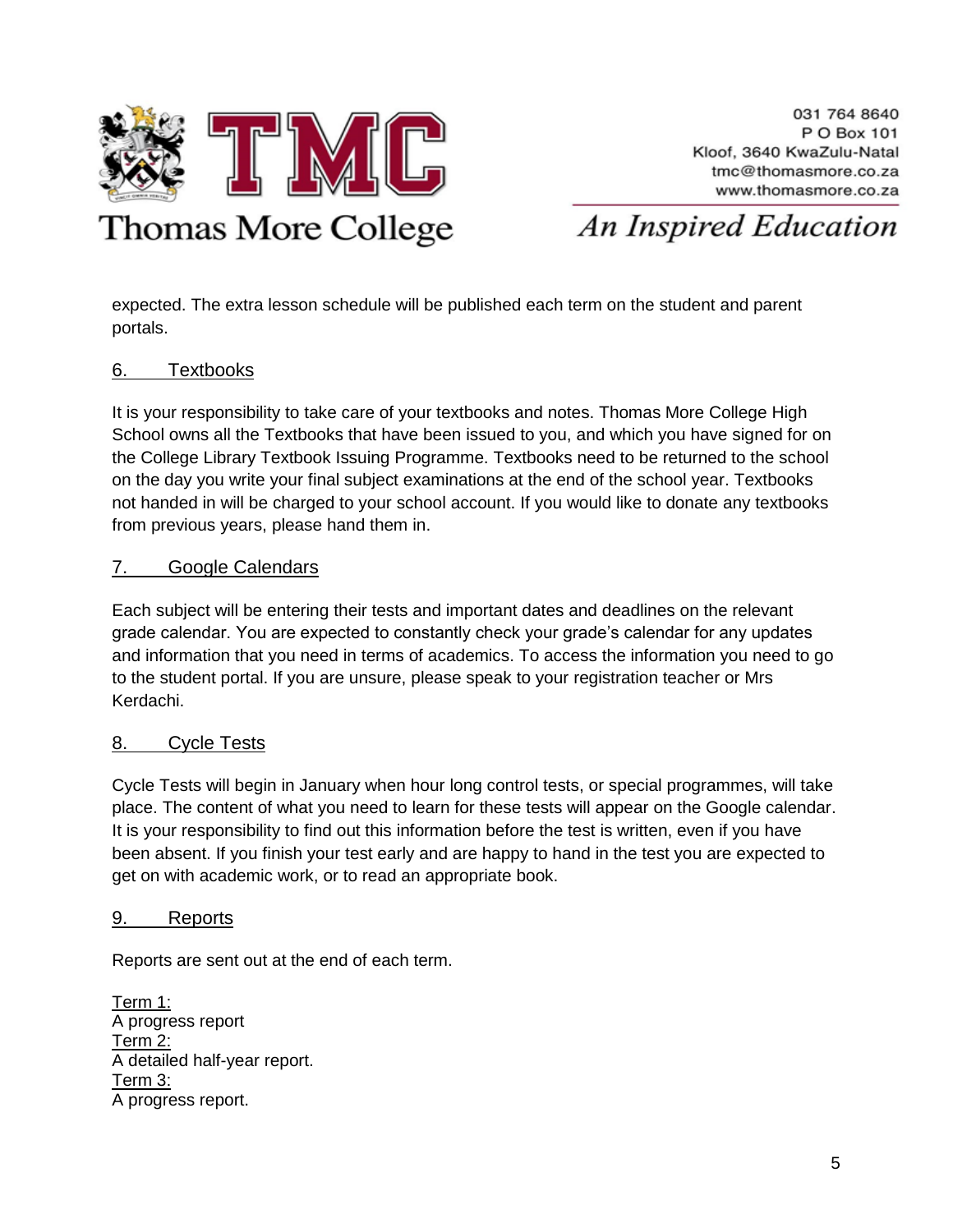expected. The extra lesson schedule will be published each term on the student and parent portals.

## 6. Textbooks

It is your responsibility to take care of your textbooks and notes. Thomas More College High School owns all the Textbooks that have been issued to you, and which you have signed for on the College Library Textbook Issuing Programme. Textbooks need to be returned to the school on the day you write your final subject examinations at the end of the school year. Textbooks not handed in will be charged to your school account. If you would like to donate any textbooks from previous years, please hand them in.

## 7. Google Calendars

Each subject will be entering their tests and important dates and deadlines on the relevant grade calendar. You are expected to constantly check your grade's calendar for any updates and information that you need in terms of academics. To access the information you need to go to the student portal. If you are unsure, please speak to your registration teacher or Mrs Kerdachi.

## 8. Cycle Tests

Cycle Tests will begin in January when hour long control tests, or special programmes, will take place. The content of what you need to learn for these tests will appear on the Google calendar. It is your responsibility to find out this information before the test is written, even if you have been absent. If you finish your test early and are happy to hand in the test you are expected to get on with academic work, or to read an appropriate book.

## 9. Reports

Reports are sent out at the end of each term.

Term 1:
A progress report
Term 2:
A detailed half-year report.
Term 3:
A progress report.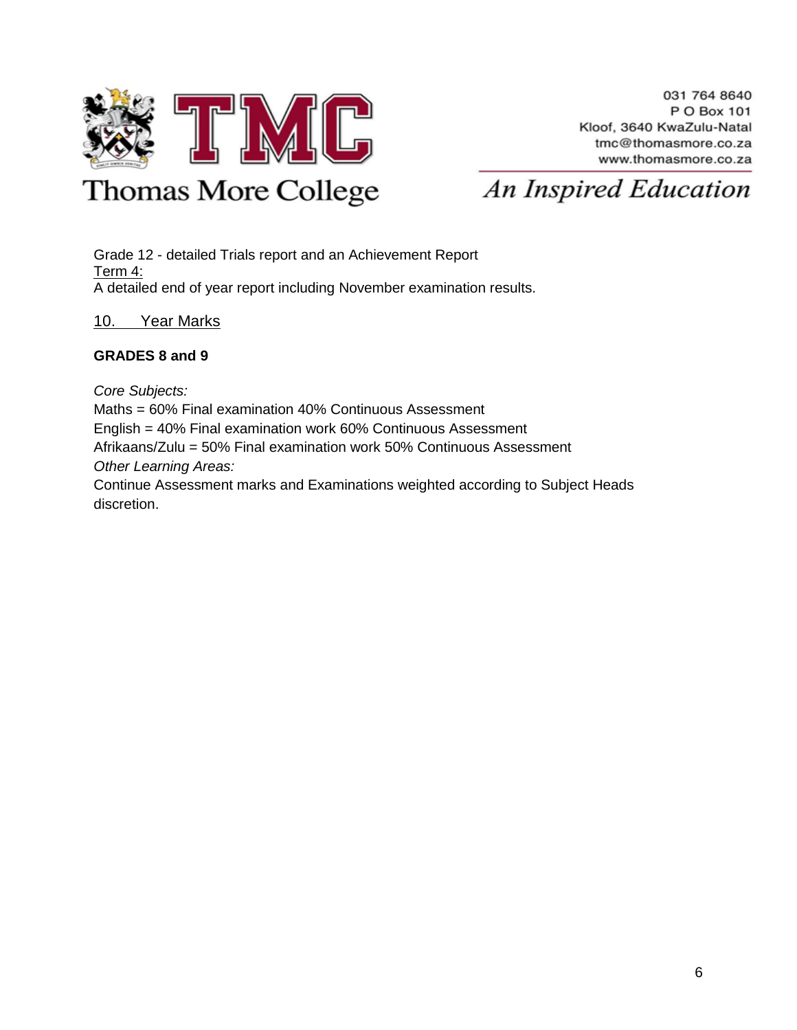Grade 12 - detailed Trials report and an Achievement Report
Term 4:
A detailed end of year report including November examination results.

## 10. Year Marks

**GRADES 8 and 9**

*Core Subjects:*
Maths = 60% Final examination 40% Continuous Assessment
English = 40% Final examination work 60% Continuous Assessment
Afrikaans/Zulu = 50% Final examination work 50% Continuous Assessment
*Other Learning Areas:*
Continue Assessment marks and Examinations weighted according to Subject Heads discretion.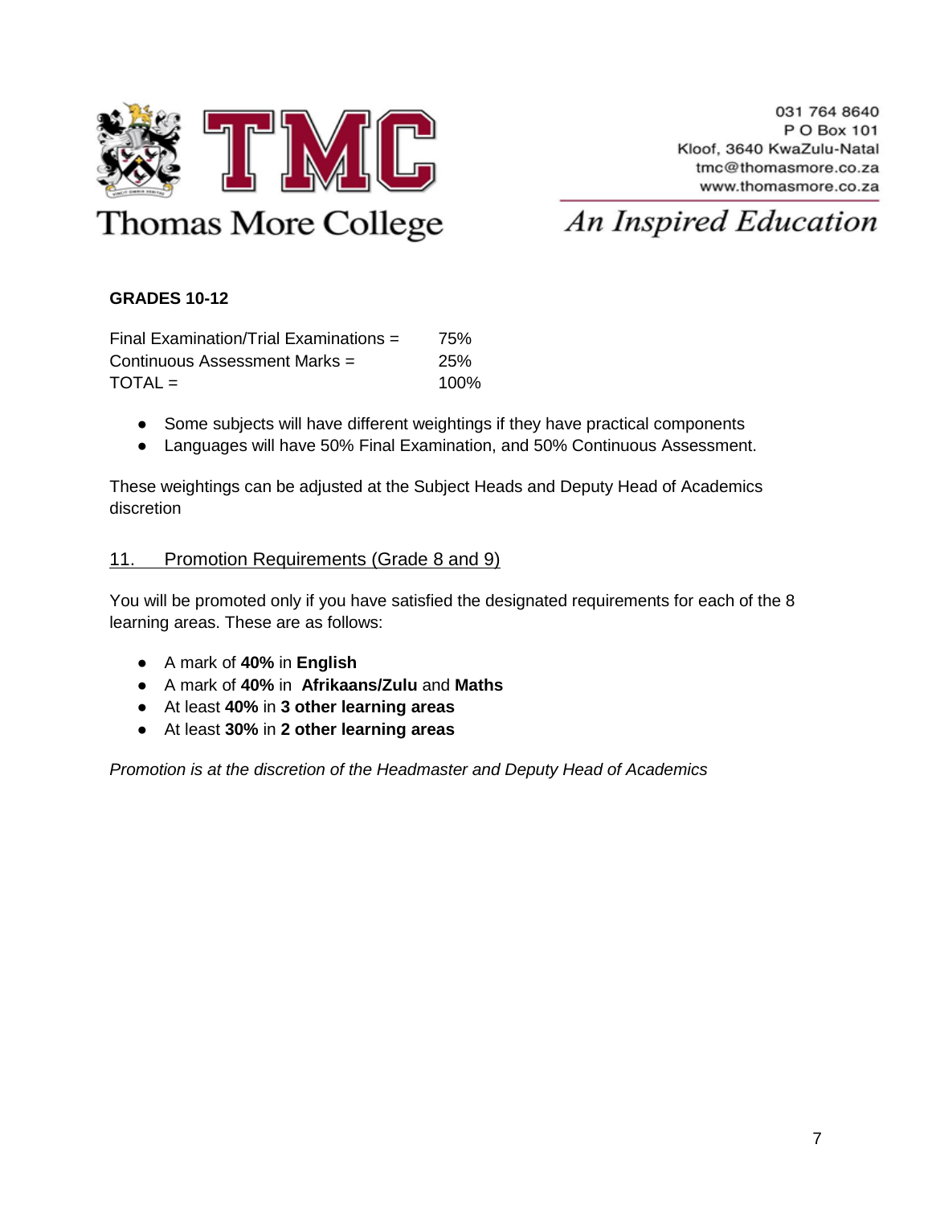**GRADES 10-12**

| | |
|---|---|
| Final Examination/Trial Examinations = | 75% |
| Continuous Assessment Marks = | 25% |
| TOTAL = | 100% |

- Some subjects will have different weightings if they have practical components
- Languages will have 50% Final Examination, and 50% Continuous Assessment.

These weightings can be adjusted at the Subject Heads and Deputy Head of Academics discretion

## 11. Promotion Requirements (Grade 8 and 9)

You will be promoted only if you have satisfied the designated requirements for each of the 8 learning areas. These are as follows:

- A mark of **40%** in **English**
- A mark of **40%** in **Afrikaans/Zulu** and **Maths**
- At least **40%** in **3 other learning areas**
- At least **30%** in **2 other learning areas**

*Promotion is at the discretion of the Headmaster and Deputy Head of Academics*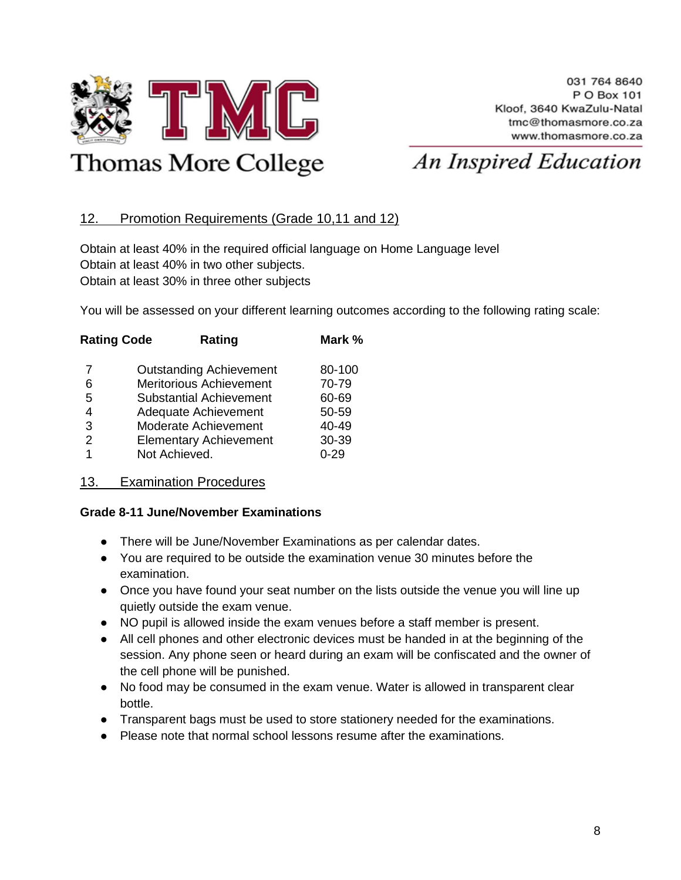## 12. Promotion Requirements (Grade 10,11 and 12)

Obtain at least 40% in the required official language on Home Language level
Obtain at least 40% in two other subjects.
Obtain at least 30% in three other subjects

You will be assessed on your different learning outcomes according to the following rating scale:

| Rating Code | Rating | Mark % |
|---|---|---|
| 7 | Outstanding Achievement | 80-100 |
| 6 | Meritorious Achievement | 70-79 |
| 5 | Substantial Achievement | 60-69 |
| 4 | Adequate Achievement | 50-59 |
| 3 | Moderate Achievement | 40-49 |
| 2 | Elementary Achievement | 30-39 |
| 1 | Not Achieved. | 0-29 |

## 13. Examination Procedures

**Grade 8-11 June/November Examinations**

- There will be June/November Examinations as per calendar dates.
- You are required to be outside the examination venue 30 minutes before the examination.
- Once you have found your seat number on the lists outside the venue you will line up quietly outside the exam venue.
- NO pupil is allowed inside the exam venues before a staff member is present.
- All cell phones and other electronic devices must be handed in at the beginning of the session. Any phone seen or heard during an exam will be confiscated and the owner of the cell phone will be punished.
- No food may be consumed in the exam venue. Water is allowed in transparent clear bottle.
- Transparent bags must be used to store stationery needed for the examinations.
- Please note that normal school lessons resume after the examinations.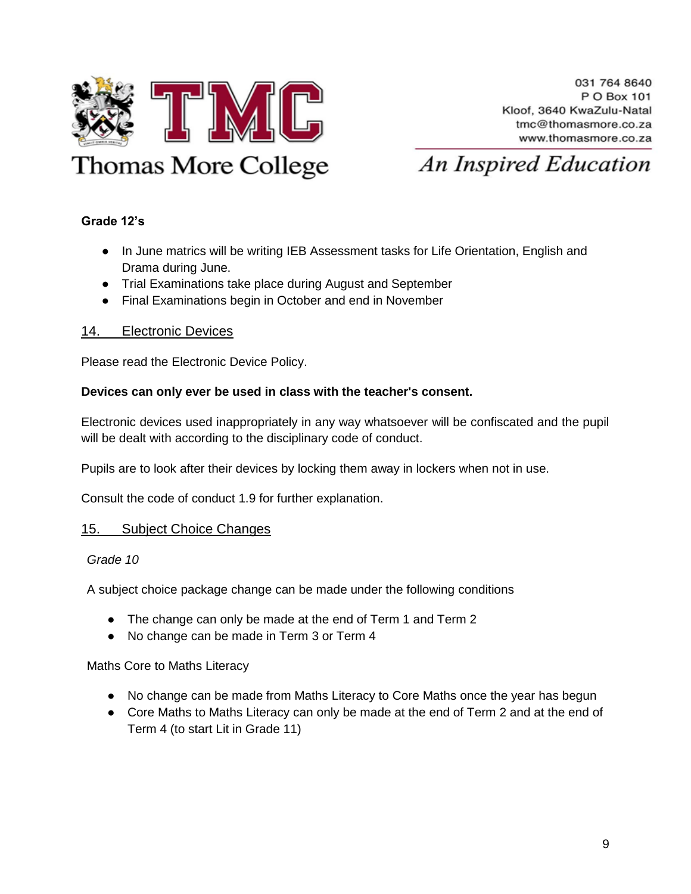**Grade 12's**

- In June matrics will be writing IEB Assessment tasks for Life Orientation, English and Drama during June.
- Trial Examinations take place during August and September
- Final Examinations begin in October and end in November

## 14. Electronic Devices

Please read the Electronic Device Policy.

**Devices can only ever be used in class with the teacher's consent.**

Electronic devices used inappropriately in any way whatsoever will be confiscated and the pupil will be dealt with according to the disciplinary code of conduct.

Pupils are to look after their devices by locking them away in lockers when not in use.

Consult the code of conduct 1.9 for further explanation.

## 15. Subject Choice Changes

*Grade 10*

A subject choice package change can be made under the following conditions

- The change can only be made at the end of Term 1 and Term 2
- No change can be made in Term 3 or Term 4

Maths Core to Maths Literacy

- No change can be made from Maths Literacy to Core Maths once the year has begun
- Core Maths to Maths Literacy can only be made at the end of Term 2 and at the end of Term 4 (to start Lit in Grade 11)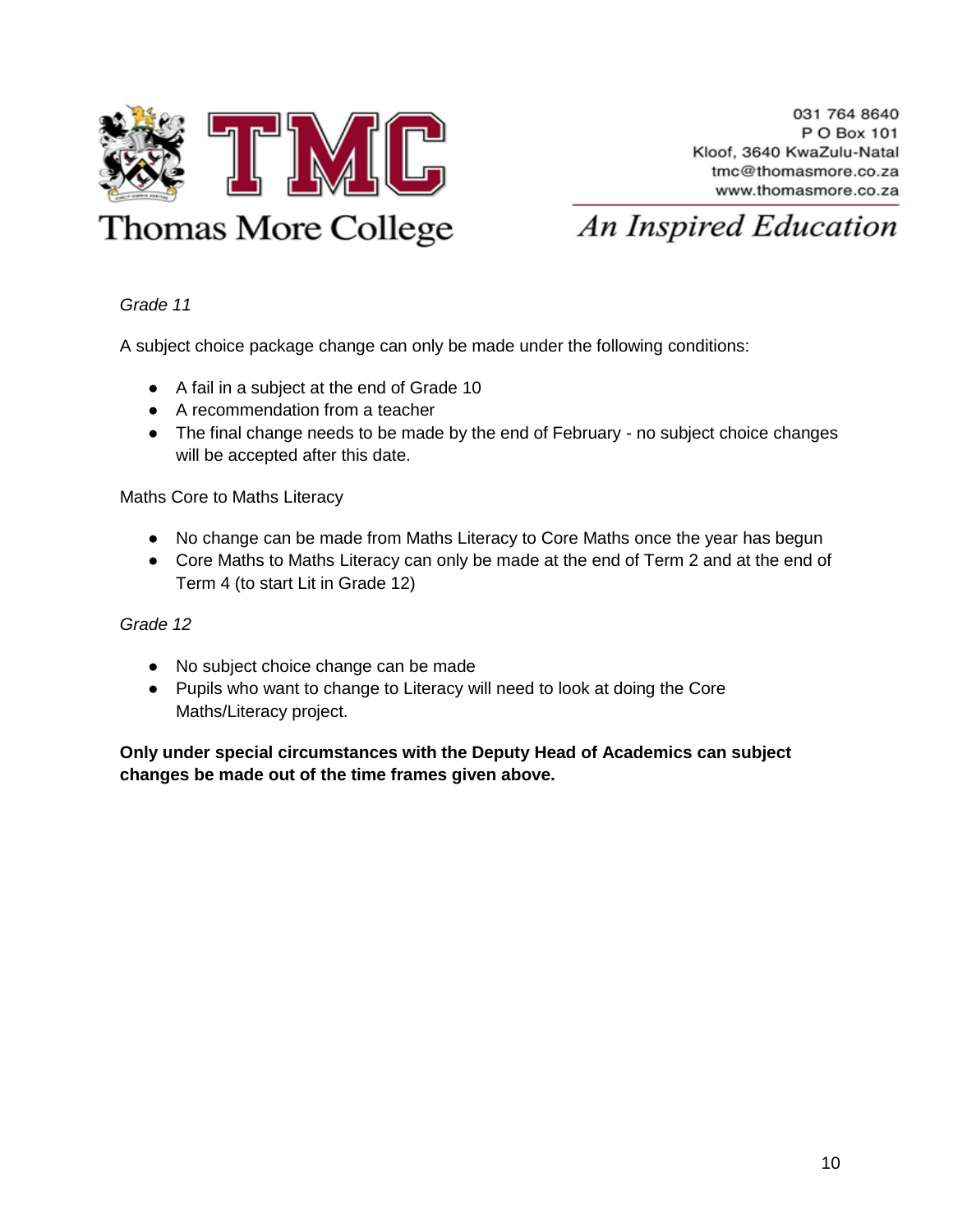*Grade 11*

A subject choice package change can only be made under the following conditions:

- A fail in a subject at the end of Grade 10
- A recommendation from a teacher
- The final change needs to be made by the end of February - no subject choice changes will be accepted after this date.

Maths Core to Maths Literacy

- No change can be made from Maths Literacy to Core Maths once the year has begun
- Core Maths to Maths Literacy can only be made at the end of Term 2 and at the end of Term 4 (to start Lit in Grade 12)

*Grade 12*

- No subject choice change can be made
- Pupils who want to change to Literacy will need to look at doing the Core Maths/Literacy project.

**Only under special circumstances with the Deputy Head of Academics can subject changes be made out of the time frames given above.**